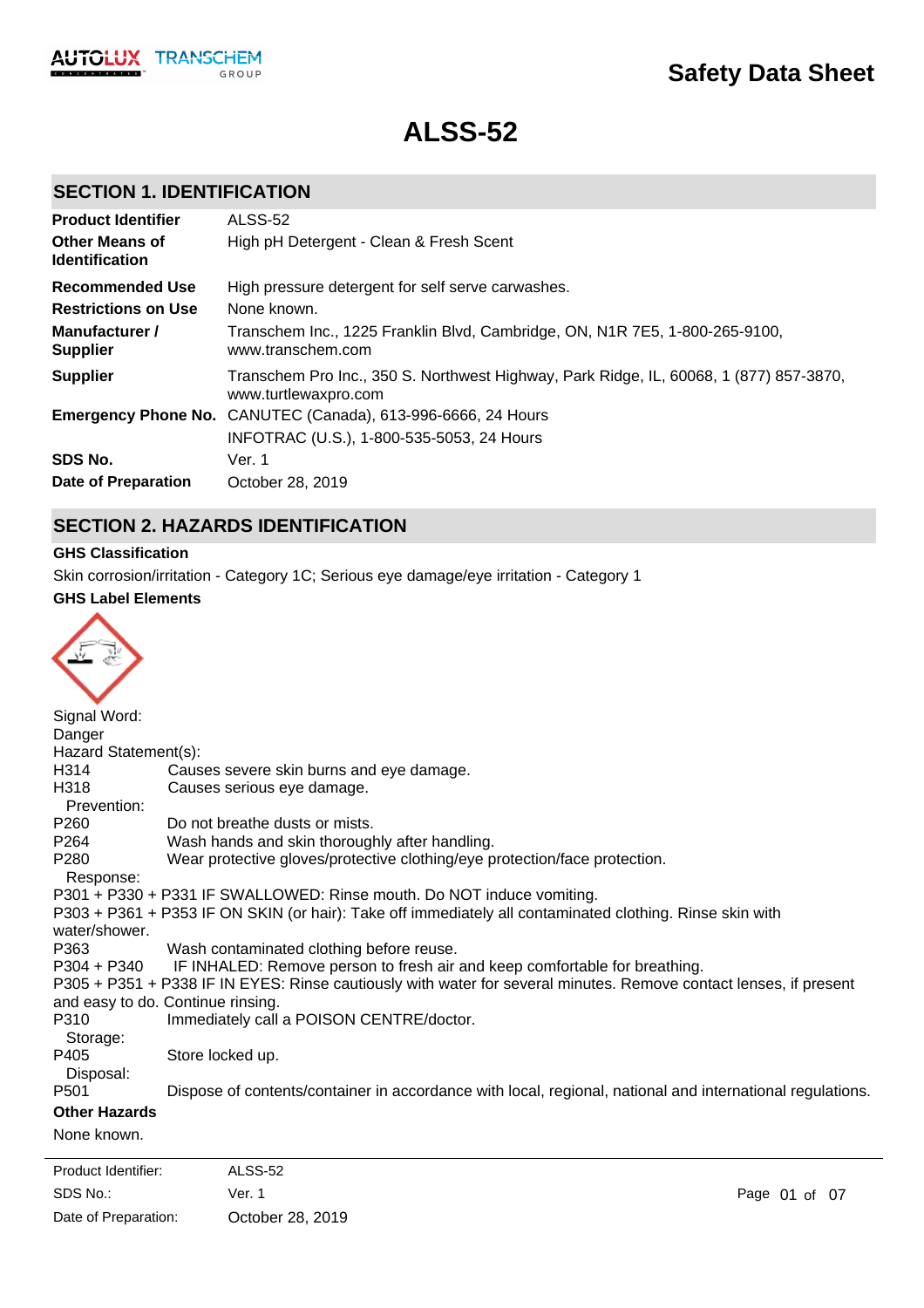# Safety Data Sheet

# ALSS-52

## SECTION 1. IDENTIFICATION

| | |
|---|---|
| **Product Identifier** | ALSS-52 |
| **Other Means of Identification** | High pH Detergent - Clean & Fresh Scent |
| **Recommended Use** | High pressure detergent for self serve carwashes. |
| **Restrictions on Use** | None known. |
| **Manufacturer / Supplier** | Transchem Inc., 1225 Franklin Blvd, Cambridge, ON, N1R 7E5, 1-800-265-9100, www.transchem.com |
| **Supplier** | Transchem Pro Inc., 350 S. Northwest Highway, Park Ridge, IL, 60068, 1 (877) 857-3870, www.turtlewaxpro.com |
| **Emergency Phone No.** | CANUTEC (Canada), 613-996-6666, 24 Hours<br>INFOTRAC (U.S.), 1-800-535-5053, 24 Hours |
| **SDS No.** | Ver. 1 |
| **Date of Preparation** | October 28, 2019 |

## SECTION 2. HAZARDS IDENTIFICATION

**GHS Classification**

Skin corrosion/irritation - Category 1C; Serious eye damage/eye irritation - Category 1

**GHS Label Elements**

Signal Word:
Danger

Hazard Statement(s):

H314 Causes severe skin burns and eye damage.
H318 Causes serious eye damage.

Prevention:

P260 Do not breathe dusts or mists.
P264 Wash hands and skin thoroughly after handling.
P280 Wear protective gloves/protective clothing/eye protection/face protection.

Response:

P301 + P330 + P331 IF SWALLOWED: Rinse mouth. Do NOT induce vomiting.
P303 + P361 + P353 IF ON SKIN (or hair): Take off immediately all contaminated clothing. Rinse skin with water/shower.
P363 Wash contaminated clothing before reuse.
P304 + P340 IF INHALED: Remove person to fresh air and keep comfortable for breathing.
P305 + P351 + P338 IF IN EYES: Rinse cautiously with water for several minutes. Remove contact lenses, if present and easy to do. Continue rinsing.
P310 Immediately call a POISON CENTRE/doctor.

Storage:

P405 Store locked up.

Disposal:

P501 Dispose of contents/container in accordance with local, regional, national and international regulations.

**Other Hazards**

None known.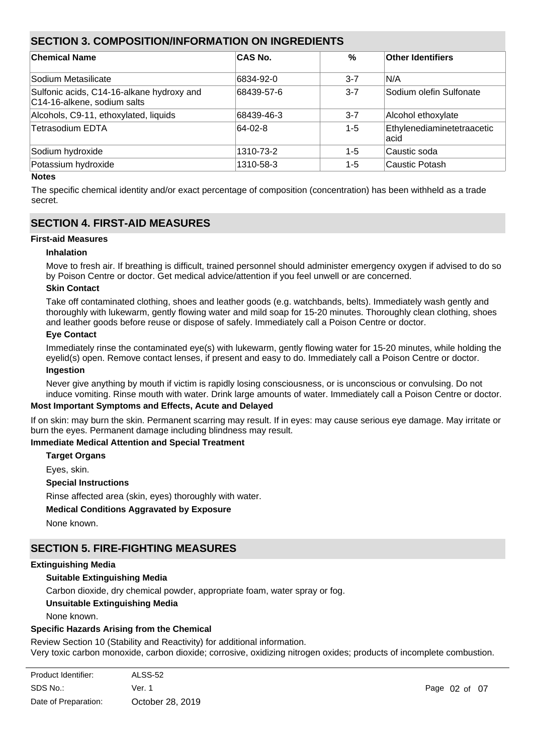## SECTION 3. COMPOSITION/INFORMATION ON INGREDIENTS

| Chemical Name | CAS No. | % | Other Identifiers |
|---|---|---|---|
| Sodium Metasilicate | 6834-92-0 | 3-7 | N/A |
| Sulfonic acids, C14-16-alkane hydroxy and C14-16-alkene, sodium salts | 68439-57-6 | 3-7 | Sodium olefin Sulfonate |
| Alcohols, C9-11, ethoxylated, liquids | 68439-46-3 | 3-7 | Alcohol ethoxylate |
| Tetrasodium EDTA | 64-02-8 | 1-5 | Ethylenediaminetetraacetic acid |
| Sodium hydroxide | 1310-73-2 | 1-5 | Caustic soda |
| Potassium hydroxide | 1310-58-3 | 1-5 | Caustic Potash |

**Notes**

The specific chemical identity and/or exact percentage of composition (concentration) has been withheld as a trade secret.

## SECTION 4. FIRST-AID MEASURES

**First-aid Measures**

**Inhalation**

Move to fresh air. If breathing is difficult, trained personnel should administer emergency oxygen if advised to do so by Poison Centre or doctor. Get medical advice/attention if you feel unwell or are concerned.

**Skin Contact**

Take off contaminated clothing, shoes and leather goods (e.g. watchbands, belts). Immediately wash gently and thoroughly with lukewarm, gently flowing water and mild soap for 15-20 minutes. Thoroughly clean clothing, shoes and leather goods before reuse or dispose of safely. Immediately call a Poison Centre or doctor.

**Eye Contact**

Immediately rinse the contaminated eye(s) with lukewarm, gently flowing water for 15-20 minutes, while holding the eyelid(s) open. Remove contact lenses, if present and easy to do. Immediately call a Poison Centre or doctor.

**Ingestion**

Never give anything by mouth if victim is rapidly losing consciousness, or is unconscious or convulsing. Do not induce vomiting. Rinse mouth with water. Drink large amounts of water. Immediately call a Poison Centre or doctor.

**Most Important Symptoms and Effects, Acute and Delayed**

If on skin: may burn the skin. Permanent scarring may result. If in eyes: may cause serious eye damage. May irritate or burn the eyes. Permanent damage including blindness may result.

**Immediate Medical Attention and Special Treatment**

**Target Organs**

Eyes, skin.

**Special Instructions**

Rinse affected area (skin, eyes) thoroughly with water.

**Medical Conditions Aggravated by Exposure**

None known.

## SECTION 5. FIRE-FIGHTING MEASURES

**Extinguishing Media**

**Suitable Extinguishing Media**

Carbon dioxide, dry chemical powder, appropriate foam, water spray or fog.

**Unsuitable Extinguishing Media**

None known.

**Specific Hazards Arising from the Chemical**

Review Section 10 (Stability and Reactivity) for additional information.
Very toxic carbon monoxide, carbon dioxide; corrosive, oxidizing nitrogen oxides; products of incomplete combustion.

| Product Identifier: | ALSS-52 |
|---|---|
| SDS No.: | Ver. 1 |
| Date of Preparation: | October 28, 2019 |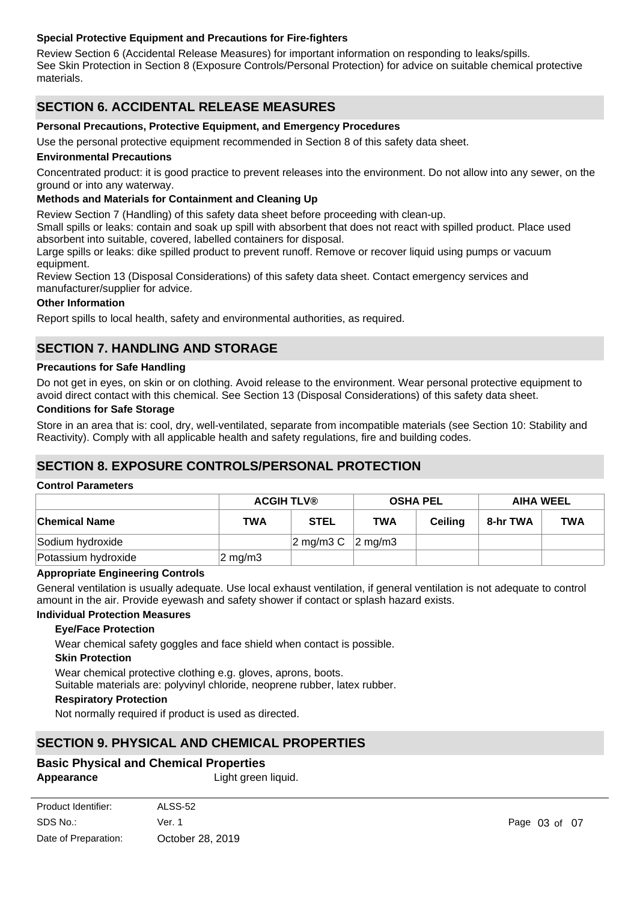**Special Protective Equipment and Precautions for Fire-fighters**

Review Section 6 (Accidental Release Measures) for important information on responding to leaks/spills.
See Skin Protection in Section 8 (Exposure Controls/Personal Protection) for advice on suitable chemical protective materials.

## SECTION 6. ACCIDENTAL RELEASE MEASURES

**Personal Precautions, Protective Equipment, and Emergency Procedures**

Use the personal protective equipment recommended in Section 8 of this safety data sheet.

**Environmental Precautions**

Concentrated product: it is good practice to prevent releases into the environment. Do not allow into any sewer, on the ground or into any waterway.

**Methods and Materials for Containment and Cleaning Up**

Review Section 7 (Handling) of this safety data sheet before proceeding with clean-up.
Small spills or leaks: contain and soak up spill with absorbent that does not react with spilled product. Place used absorbent into suitable, covered, labelled containers for disposal.
Large spills or leaks: dike spilled product to prevent runoff. Remove or recover liquid using pumps or vacuum equipment.
Review Section 13 (Disposal Considerations) of this safety data sheet. Contact emergency services and manufacturer/supplier for advice.

**Other Information**

Report spills to local health, safety and environmental authorities, as required.

## SECTION 7. HANDLING AND STORAGE

**Precautions for Safe Handling**

Do not get in eyes, on skin or on clothing. Avoid release to the environment. Wear personal protective equipment to avoid direct contact with this chemical. See Section 13 (Disposal Considerations) of this safety data sheet.

**Conditions for Safe Storage**

Store in an area that is: cool, dry, well-ventilated, separate from incompatible materials (see Section 10: Stability and Reactivity). Comply with all applicable health and safety regulations, fire and building codes.

## SECTION 8. EXPOSURE CONTROLS/PERSONAL PROTECTION

**Control Parameters**

| | ACGIH TLV® | | OSHA PEL | | AIHA WEEL | |
|---|---|---|---|---|---|---|
| **Chemical Name** | **TWA** | **STEL** | **TWA** | **Ceiling** | **8-hr TWA** | **TWA** |
| Sodium hydroxide | | 2 mg/m3 C | 2 mg/m3 | | | |
| Potassium hydroxide | 2 mg/m3 | | | | | |

**Appropriate Engineering Controls**

General ventilation is usually adequate. Use local exhaust ventilation, if general ventilation is not adequate to control amount in the air. Provide eyewash and safety shower if contact or splash hazard exists.

**Individual Protection Measures**

**Eye/Face Protection**

Wear chemical safety goggles and face shield when contact is possible.

**Skin Protection**

Wear chemical protective clothing e.g. gloves, aprons, boots.
Suitable materials are: polyvinyl chloride, neoprene rubber, latex rubber.

**Respiratory Protection**

Not normally required if product is used as directed.

## SECTION 9. PHYSICAL AND CHEMICAL PROPERTIES

### Basic Physical and Chemical Properties

**Appearance** Light green liquid.

| | |
|---|---|
| Product Identifier: | ALSS-52 |
| SDS No.: | Ver. 1 |
| Date of Preparation: | October 28, 2019 |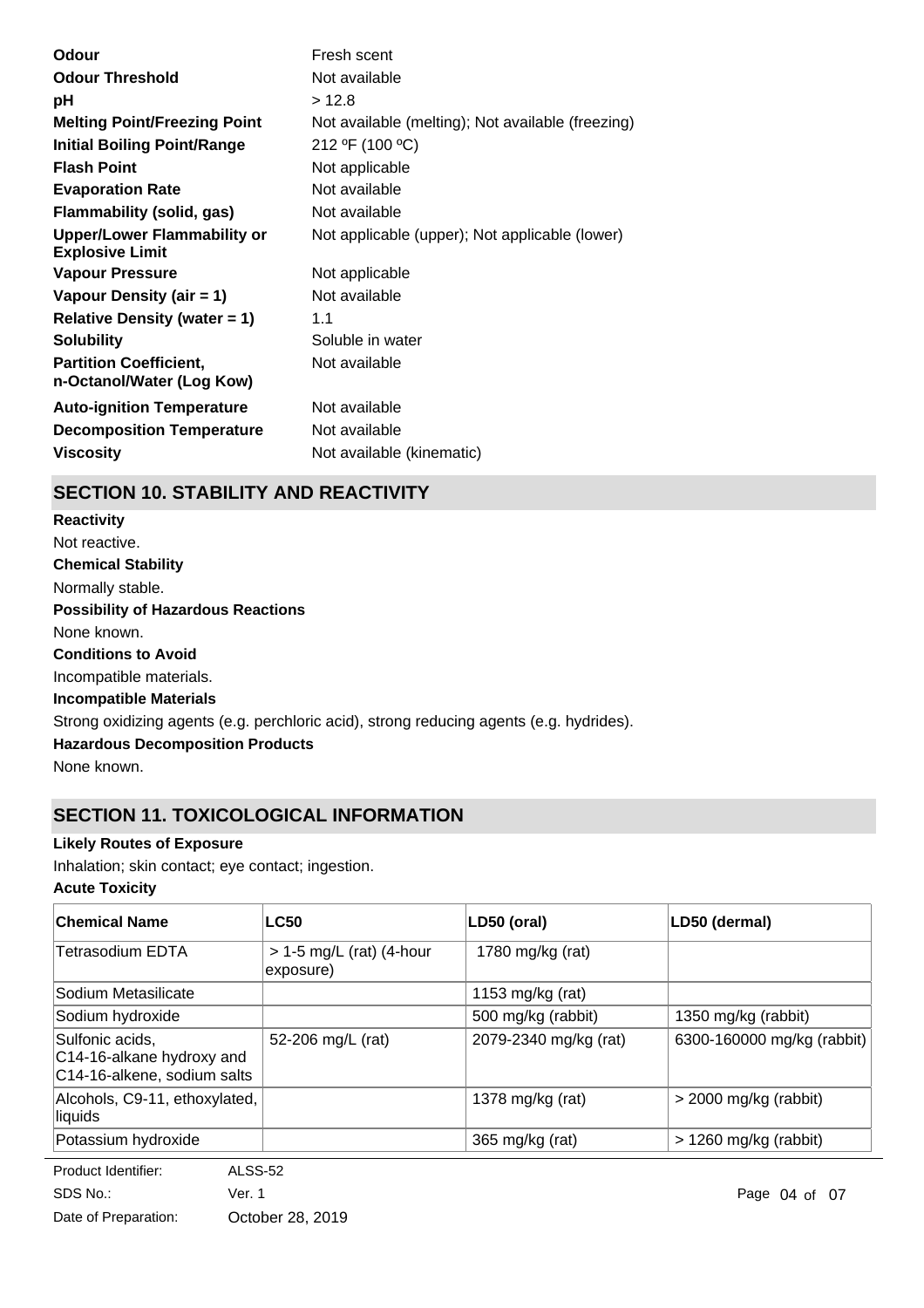| | |
|---|---|
| **Odour** | Fresh scent |
| **Odour Threshold** | Not available |
| **pH** | > 12.8 |
| **Melting Point/Freezing Point** | Not available (melting); Not available (freezing) |
| **Initial Boiling Point/Range** | 212 ºF (100 ºC) |
| **Flash Point** | Not applicable |
| **Evaporation Rate** | Not available |
| **Flammability (solid, gas)** | Not available |
| **Upper/Lower Flammability or Explosive Limit** | Not applicable (upper); Not applicable (lower) |
| **Vapour Pressure** | Not applicable |
| **Vapour Density (air = 1)** | Not available |
| **Relative Density (water = 1)** | 1.1 |
| **Solubility** | Soluble in water |
| **Partition Coefficient, n-Octanol/Water (Log Kow)** | Not available |
| **Auto-ignition Temperature** | Not available |
| **Decomposition Temperature** | Not available |
| **Viscosity** | Not available (kinematic) |

## SECTION 10. STABILITY AND REACTIVITY

**Reactivity**

Not reactive.

**Chemical Stability**

Normally stable.

**Possibility of Hazardous Reactions**

None known.

**Conditions to Avoid**

Incompatible materials.

**Incompatible Materials**

Strong oxidizing agents (e.g. perchloric acid), strong reducing agents (e.g. hydrides).

**Hazardous Decomposition Products**

None known.

## SECTION 11. TOXICOLOGICAL INFORMATION

**Likely Routes of Exposure**

Inhalation; skin contact; eye contact; ingestion.

**Acute Toxicity**

| Chemical Name | LC50 | LD50 (oral) | LD50 (dermal) |
|---|---|---|---|
| Tetrasodium EDTA | > 1-5 mg/L (rat) (4-hour exposure) | 1780 mg/kg (rat) | |
| Sodium Metasilicate | | 1153 mg/kg (rat) | |
| Sodium hydroxide | | 500 mg/kg (rabbit) | 1350 mg/kg (rabbit) |
| Sulfonic acids, C14-16-alkane hydroxy and C14-16-alkene, sodium salts | 52-206 mg/L (rat) | 2079-2340 mg/kg (rat) | 6300-160000 mg/kg (rabbit) |
| Alcohols, C9-11, ethoxylated, liquids | | 1378 mg/kg (rat) | > 2000 mg/kg (rabbit) |
| Potassium hydroxide | | 365 mg/kg (rat) | > 1260 mg/kg (rabbit) |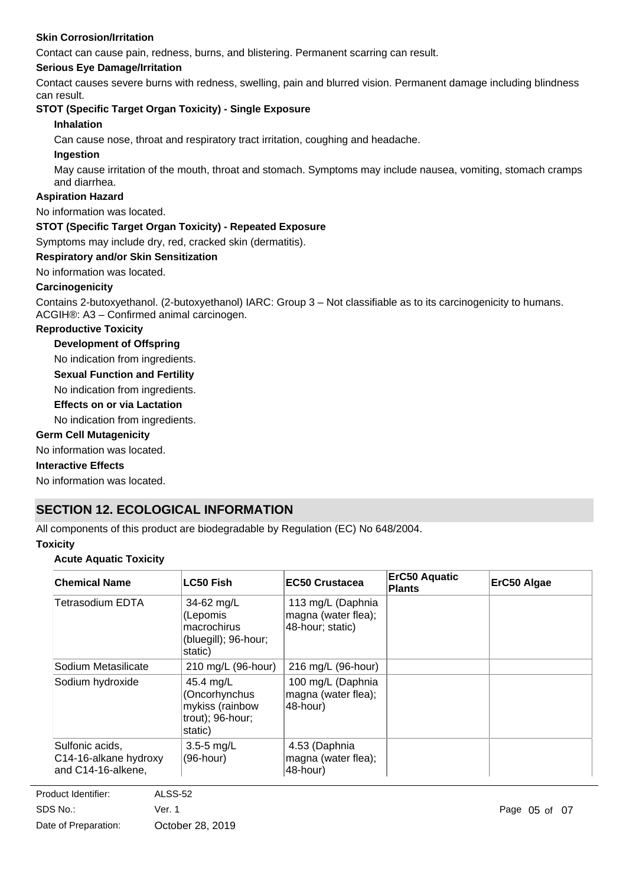**Skin Corrosion/Irritation**

Contact can cause pain, redness, burns, and blistering. Permanent scarring can result.

**Serious Eye Damage/Irritation**

Contact causes severe burns with redness, swelling, pain and blurred vision. Permanent damage including blindness can result.

**STOT (Specific Target Organ Toxicity) - Single Exposure**

**Inhalation**

Can cause nose, throat and respiratory tract irritation, coughing and headache.

**Ingestion**

May cause irritation of the mouth, throat and stomach. Symptoms may include nausea, vomiting, stomach cramps and diarrhea.

**Aspiration Hazard**

No information was located.

**STOT (Specific Target Organ Toxicity) - Repeated Exposure**

Symptoms may include dry, red, cracked skin (dermatitis).

**Respiratory and/or Skin Sensitization**

No information was located.

**Carcinogenicity**

Contains 2-butoxyethanol. (2-butoxyethanol) IARC: Group 3 – Not classifiable as to its carcinogenicity to humans. ACGIH®: A3 – Confirmed animal carcinogen.

**Reproductive Toxicity**

**Development of Offspring**

No indication from ingredients.

**Sexual Function and Fertility**

No indication from ingredients.

**Effects on or via Lactation**

No indication from ingredients.

**Germ Cell Mutagenicity**

No information was located.

**Interactive Effects**

No information was located.

## SECTION 12. ECOLOGICAL INFORMATION

All components of this product are biodegradable by Regulation (EC) No 648/2004.

**Toxicity**

**Acute Aquatic Toxicity**

| Chemical Name | LC50 Fish | EC50 Crustacea | ErC50 Aquatic Plants | ErC50 Algae |
|---|---|---|---|---|
| Tetrasodium EDTA | 34-62 mg/L (Lepomis macrochirus (bluegill); 96-hour; static) | 113 mg/L (Daphnia magna (water flea); 48-hour; static) | | |
| Sodium Metasilicate | 210 mg/L (96-hour) | 216 mg/L (96-hour) | | |
| Sodium hydroxide | 45.4 mg/L (Oncorhynchus mykiss (rainbow trout); 96-hour; static) | 100 mg/L (Daphnia magna (water flea); 48-hour) | | |
| Sulfonic acids, C14-16-alkane hydroxy and C14-16-alkene, | 3.5-5 mg/L (96-hour) | 4.53 (Daphnia magna (water flea); 48-hour) | | |

Product Identifier: ALSS-52
SDS No.: Ver. 1
Date of Preparation: October 28, 2019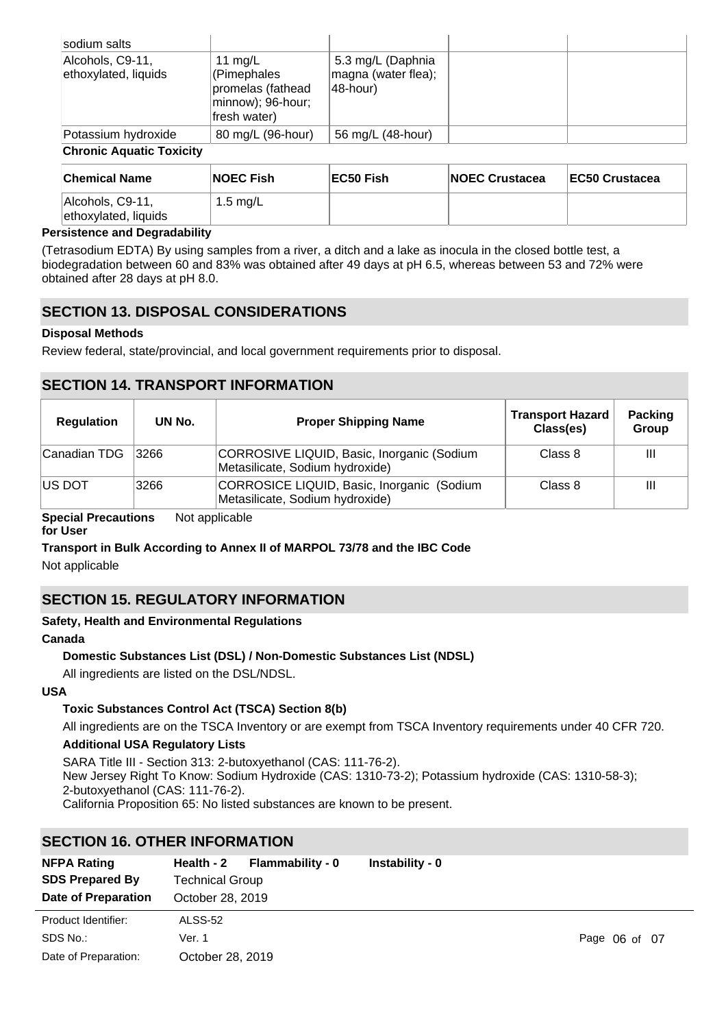| | | | | |
|---|---|---|---|---|
| sodium salts | | | | |
| Alcohols, C9-11, ethoxylated, liquids | 11 mg/L (Pimephales promelas (fathead minnow); 96-hour; fresh water) | 5.3 mg/L (Daphnia magna (water flea); 48-hour) | | |
| Potassium hydroxide | 80 mg/L (96-hour) | 56 mg/L (48-hour) | | |

**Chronic Aquatic Toxicity**

| Chemical Name | NOEC Fish | EC50 Fish | NOEC Crustacea | EC50 Crustacea |
|---|---|---|---|---|
| Alcohols, C9-11, ethoxylated, liquids | 1.5 mg/L | | | |

**Persistence and Degradability**

(Tetrasodium EDTA) By using samples from a river, a ditch and a lake as inocula in the closed bottle test, a biodegradation between 60 and 83% was obtained after 49 days at pH 6.5, whereas between 53 and 72% were obtained after 28 days at pH 8.0.

## SECTION 13. DISPOSAL CONSIDERATIONS

**Disposal Methods**

Review federal, state/provincial, and local government requirements prior to disposal.

## SECTION 14. TRANSPORT INFORMATION

| Regulation | UN No. | Proper Shipping Name | Transport Hazard Class(es) | Packing Group |
|---|---|---|---|---|
| Canadian TDG | 3266 | CORROSIVE LIQUID, Basic, Inorganic (Sodium Metasilicate, Sodium hydroxide) | Class 8 | III |
| US DOT | 3266 | CORROSICE LIQUID, Basic, Inorganic (Sodium Metasilicate, Sodium hydroxide) | Class 8 | III |

**Special Precautions for User** Not applicable

**Transport in Bulk According to Annex II of MARPOL 73/78 and the IBC Code**

Not applicable

## SECTION 15. REGULATORY INFORMATION

**Safety, Health and Environmental Regulations**

**Canada**

**Domestic Substances List (DSL) / Non-Domestic Substances List (NDSL)**

All ingredients are listed on the DSL/NDSL.

**USA**

**Toxic Substances Control Act (TSCA) Section 8(b)**

All ingredients are on the TSCA Inventory or are exempt from TSCA Inventory requirements under 40 CFR 720.

**Additional USA Regulatory Lists**

SARA Title III - Section 313: 2-butoxyethanol (CAS: 111-76-2).
New Jersey Right To Know: Sodium Hydroxide (CAS: 1310-73-2); Potassium hydroxide (CAS: 1310-58-3); 2-butoxyethanol (CAS: 111-76-2).
California Proposition 65: No listed substances are known to be present.

## SECTION 16. OTHER INFORMATION

**NFPA Rating** **Health - 2** **Flammability - 0** **Instability - 0**

**SDS Prepared By** Technical Group

**Date of Preparation** October 28, 2019

Product Identifier: ALSS-52
SDS No.: Ver. 1
Date of Preparation: October 28, 2019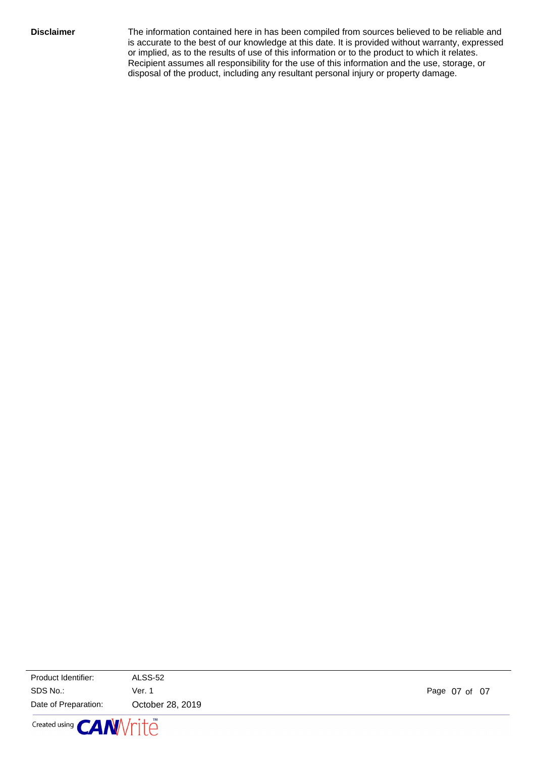**Disclaimer**

The information contained here in has been compiled from sources believed to be reliable and is accurate to the best of our knowledge at this date. It is provided without warranty, expressed or implied, as to the results of use of this information or to the product to which it relates. Recipient assumes all responsibility for the use of this information and the use, storage, or disposal of the product, including any resultant personal injury or property damage.